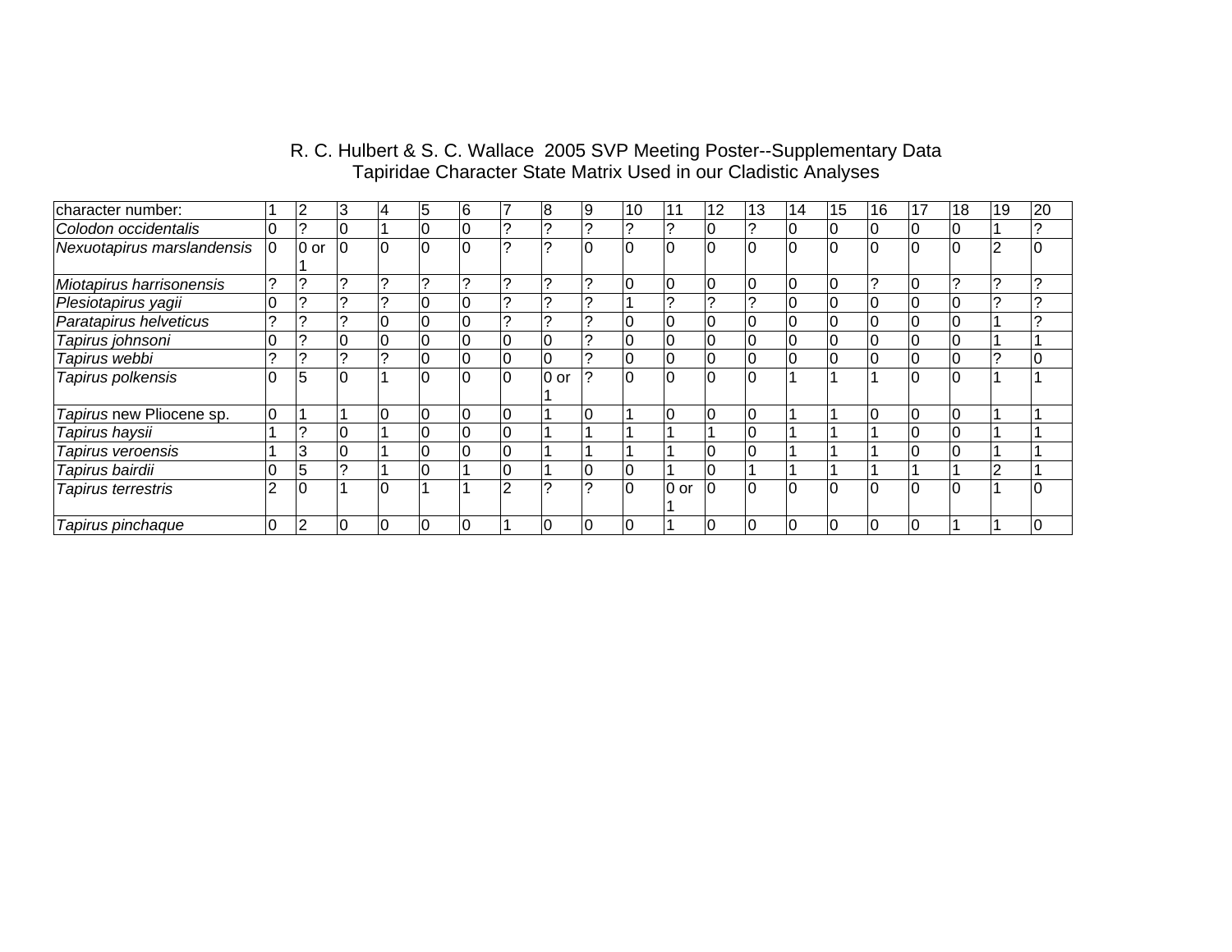R. C. Hulbert & S. C. Wallace 2005 SVP Meeting Poster--Supplementary Data
Tapiridae Character State Matrix Used in our Cladistic Analyses

| character number: | 1 | 2 | 3 | 4 | 5 | 6 | 7 | 8 | 9 | 10 | 11 | 12 | 13 | 14 | 15 | 16 | 17 | 18 | 19 | 20 |
|---|---|---|---|---|---|---|---|---|---|---|---|---|---|---|---|---|---|---|---|---|
| *Colodon occidentalis* | 0 | ? | 0 | 1 | 0 | 0 | ? | ? | ? | ? | ? | 0 | ? | 0 | 0 | 0 | 0 | 0 | 1 | ? |
| *Nexuotapirus marslandensis* | 0 | 0 or 1 | 0 | 0 | 0 | 0 | ? | ? | 0 | 0 | 0 | 0 | 0 | 0 | 0 | 0 | 0 | 0 | 2 | 0 |
| *Miotapirus harrisonensis* | ? | ? | ? | ? | ? | ? | ? | ? | ? | 0 | 0 | 0 | 0 | 0 | 0 | ? | 0 | ? | ? | ? |
| *Plesiotapirus yagii* | 0 | ? | ? | ? | 0 | 0 | ? | ? | ? | 1 | ? | ? | ? | 0 | 0 | 0 | 0 | 0 | ? | ? |
| *Paratapirus helveticus* | ? | ? | ? | 0 | 0 | 0 | ? | ? | ? | 0 | 0 | 0 | 0 | 0 | 0 | 0 | 0 | 0 | 1 | ? |
| *Tapirus johnsoni* | 0 | ? | 0 | 0 | 0 | 0 | 0 | 0 | ? | 0 | 0 | 0 | 0 | 0 | 0 | 0 | 0 | 0 | 1 | 1 |
| *Tapirus webbi* | ? | ? | ? | ? | 0 | 0 | 0 | 0 | ? | 0 | 0 | 0 | 0 | 0 | 0 | 0 | 0 | 0 | ? | 0 |
| *Tapirus polkensis* | 0 | 5 | 0 | 1 | 0 | 0 | 0 | 0 or 1 | ? | 0 | 0 | 0 | 0 | 1 | 1 | 1 | 0 | 0 | 1 | 1 |
| *Tapirus* new Pliocene sp. | 0 | 1 | 1 | 0 | 0 | 0 | 0 | 1 | 0 | 1 | 0 | 0 | 0 | 1 | 1 | 0 | 0 | 0 | 1 | 1 |
| *Tapirus haysii* | 1 | ? | 0 | 1 | 0 | 0 | 0 | 1 | 1 | 1 | 1 | 1 | 0 | 1 | 1 | 1 | 0 | 0 | 1 | 1 |
| *Tapirus veroensis* | 1 | 3 | 0 | 1 | 0 | 0 | 0 | 1 | 1 | 1 | 1 | 0 | 0 | 1 | 1 | 1 | 0 | 0 | 1 | 1 |
| *Tapirus bairdii* | 0 | 5 | ? | 1 | 0 | 1 | 0 | 1 | 0 | 0 | 1 | 0 | 1 | 1 | 1 | 1 | 1 | 1 | 2 | 1 |
| *Tapirus terrestris* | 2 | 0 | 1 | 0 | 1 | 1 | 2 | ? | ? | 0 | 0 or 1 | 0 | 0 | 0 | 0 | 0 | 0 | 0 | 1 | 0 |
| *Tapirus pinchaque* | 0 | 2 | 0 | 0 | 0 | 0 | 1 | 0 | 0 | 0 | 1 | 0 | 0 | 0 | 0 | 0 | 0 | 1 | 1 | 0 |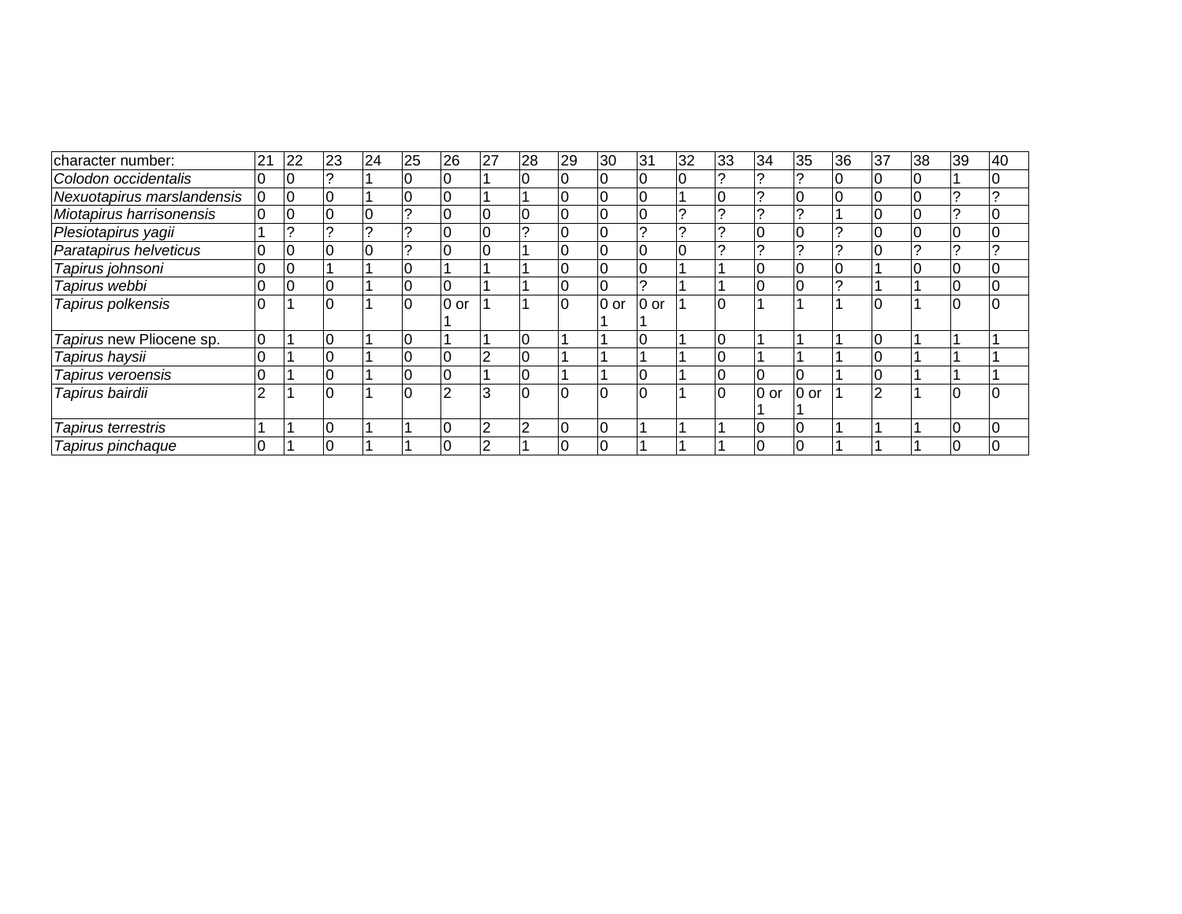| character number: | 21 | 22 | 23 | 24 | 25 | 26 | 27 | 28 | 29 | 30 | 31 | 32 | 33 | 34 | 35 | 36 | 37 | 38 | 39 | 40 |
|---|---|---|---|---|---|---|---|---|---|---|---|---|---|---|---|---|---|---|---|---|
| *Colodon occidentalis* | 0 | 0 | ? | 1 | 0 | 0 | 1 | 0 | 0 | 0 | 0 | 0 | ? | ? | ? | 0 | 0 | 0 | 1 | 0 |
| *Nexuotapirus marslandensis* | 0 | 0 | 0 | 1 | 0 | 0 | 1 | 1 | 0 | 0 | 0 | 1 | 0 | ? | 0 | 0 | 0 | 0 | ? | ? |
| *Miotapirus harrisonensis* | 0 | 0 | 0 | 0 | ? | 0 | 0 | 0 | 0 | 0 | 0 | ? | ? | ? | ? | 1 | 0 | 0 | ? | 0 |
| *Plesiotapirus yagii* | 1 | ? | ? | ? | ? | 0 | 0 | ? | 0 | 0 | ? | ? | ? | 0 | 0 | ? | 0 | 0 | 0 | 0 |
| *Paratapirus helveticus* | 0 | 0 | 0 | 0 | ? | 0 | 0 | 1 | 0 | 0 | 0 | 0 | ? | ? | ? | ? | 0 | ? | ? | ? |
| *Tapirus johnsoni* | 0 | 0 | 1 | 1 | 0 | 1 | 1 | 1 | 0 | 0 | 0 | 1 | 1 | 0 | 0 | 0 | 1 | 0 | 0 | 0 |
| *Tapirus webbi* | 0 | 0 | 0 | 1 | 0 | 0 | 1 | 1 | 0 | 0 | ? | 1 | 1 | 0 | 0 | ? | 1 | 1 | 0 | 0 |
| *Tapirus polkensis* | 0 | 1 | 0 | 1 | 0 | 0 or 1 | 1 | 1 | 0 | 0 or 1 | 0 or 1 | 1 | 0 | 1 | 1 | 1 | 0 | 1 | 0 | 0 |
| *Tapirus* new Pliocene sp. | 0 | 1 | 0 | 1 | 0 | 1 | 1 | 0 | 1 | 1 | 0 | 1 | 0 | 1 | 1 | 1 | 0 | 1 | 1 | 1 |
| *Tapirus haysii* | 0 | 1 | 0 | 1 | 0 | 0 | 2 | 0 | 1 | 1 | 1 | 1 | 0 | 1 | 1 | 1 | 0 | 1 | 1 | 1 |
| *Tapirus veroensis* | 0 | 1 | 0 | 1 | 0 | 0 | 1 | 0 | 1 | 1 | 0 | 1 | 0 | 0 | 0 | 1 | 0 | 1 | 1 | 1 |
| *Tapirus bairdii* | 2 | 1 | 0 | 1 | 0 | 2 | 3 | 0 | 0 | 0 | 0 | 1 | 0 | 0 or 1 | 0 or 1 | 1 | 2 | 1 | 0 | 0 |
| *Tapirus terrestris* | 1 | 1 | 0 | 1 | 1 | 0 | 2 | 2 | 0 | 0 | 1 | 1 | 1 | 0 | 0 | 1 | 1 | 1 | 0 | 0 |
| *Tapirus pinchaque* | 0 | 1 | 0 | 1 | 1 | 0 | 2 | 1 | 0 | 0 | 1 | 1 | 1 | 0 | 0 | 1 | 1 | 1 | 0 | 0 |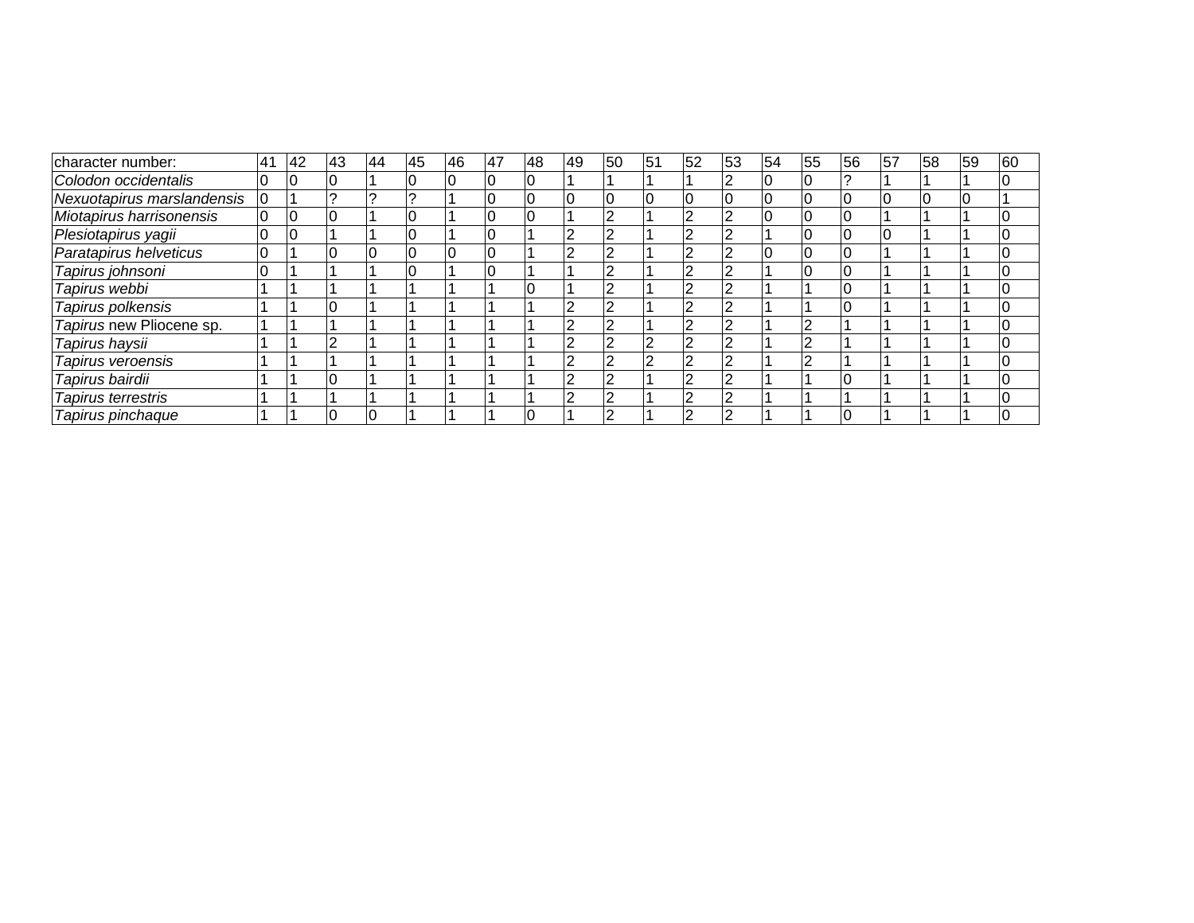| character number: | 41 | 42 | 43 | 44 | 45 | 46 | 47 | 48 | 49 | 50 | 51 | 52 | 53 | 54 | 55 | 56 | 57 | 58 | 59 | 60 |
|---|---|---|---|---|---|---|---|---|---|---|---|---|---|---|---|---|---|---|---|---|
| *Colodon occidentalis* | 0 | 0 | 0 | 1 | 0 | 0 | 0 | 0 | 1 | 1 | 1 | 1 | 2 | 0 | 0 | ? | 1 | 1 | 1 | 0 |
| *Nexuotapirus marslandensis* | 0 | 1 | ? | ? | ? | 1 | 0 | 0 | 0 | 0 | 0 | 0 | 0 | 0 | 0 | 0 | 0 | 0 | 0 | 1 |
| *Miotapirus harrisonensis* | 0 | 0 | 0 | 1 | 0 | 1 | 0 | 0 | 1 | 2 | 1 | 2 | 2 | 0 | 0 | 0 | 1 | 1 | 1 | 0 |
| *Plesiotapirus yagii* | 0 | 0 | 1 | 1 | 0 | 1 | 0 | 1 | 2 | 2 | 1 | 2 | 2 | 1 | 0 | 0 | 0 | 1 | 1 | 0 |
| *Paratapirus helveticus* | 0 | 1 | 0 | 0 | 0 | 0 | 0 | 1 | 2 | 2 | 1 | 2 | 2 | 0 | 0 | 0 | 1 | 1 | 1 | 0 |
| *Tapirus johnsoni* | 0 | 1 | 1 | 1 | 0 | 1 | 0 | 1 | 1 | 2 | 1 | 2 | 2 | 1 | 0 | 0 | 1 | 1 | 1 | 0 |
| *Tapirus webbi* | 1 | 1 | 1 | 1 | 1 | 1 | 1 | 0 | 1 | 2 | 1 | 2 | 2 | 1 | 1 | 0 | 1 | 1 | 1 | 0 |
| *Tapirus polkensis* | 1 | 1 | 0 | 1 | 1 | 1 | 1 | 1 | 2 | 2 | 1 | 2 | 2 | 1 | 1 | 0 | 1 | 1 | 1 | 0 |
| *Tapirus* new Pliocene sp. | 1 | 1 | 1 | 1 | 1 | 1 | 1 | 1 | 2 | 2 | 1 | 2 | 2 | 1 | 2 | 1 | 1 | 1 | 1 | 0 |
| *Tapirus haysii* | 1 | 1 | 2 | 1 | 1 | 1 | 1 | 1 | 2 | 2 | 2 | 2 | 2 | 1 | 2 | 1 | 1 | 1 | 1 | 0 |
| *Tapirus veroensis* | 1 | 1 | 1 | 1 | 1 | 1 | 1 | 1 | 2 | 2 | 2 | 2 | 2 | 1 | 2 | 1 | 1 | 1 | 1 | 0 |
| *Tapirus bairdii* | 1 | 1 | 0 | 1 | 1 | 1 | 1 | 1 | 2 | 2 | 1 | 2 | 2 | 1 | 1 | 0 | 1 | 1 | 1 | 0 |
| *Tapirus terrestris* | 1 | 1 | 1 | 1 | 1 | 1 | 1 | 1 | 2 | 2 | 1 | 2 | 2 | 1 | 1 | 1 | 1 | 1 | 1 | 0 |
| *Tapirus pinchaque* | 1 | 1 | 0 | 0 | 1 | 1 | 1 | 0 | 1 | 2 | 1 | 2 | 2 | 1 | 1 | 0 | 1 | 1 | 1 | 0 |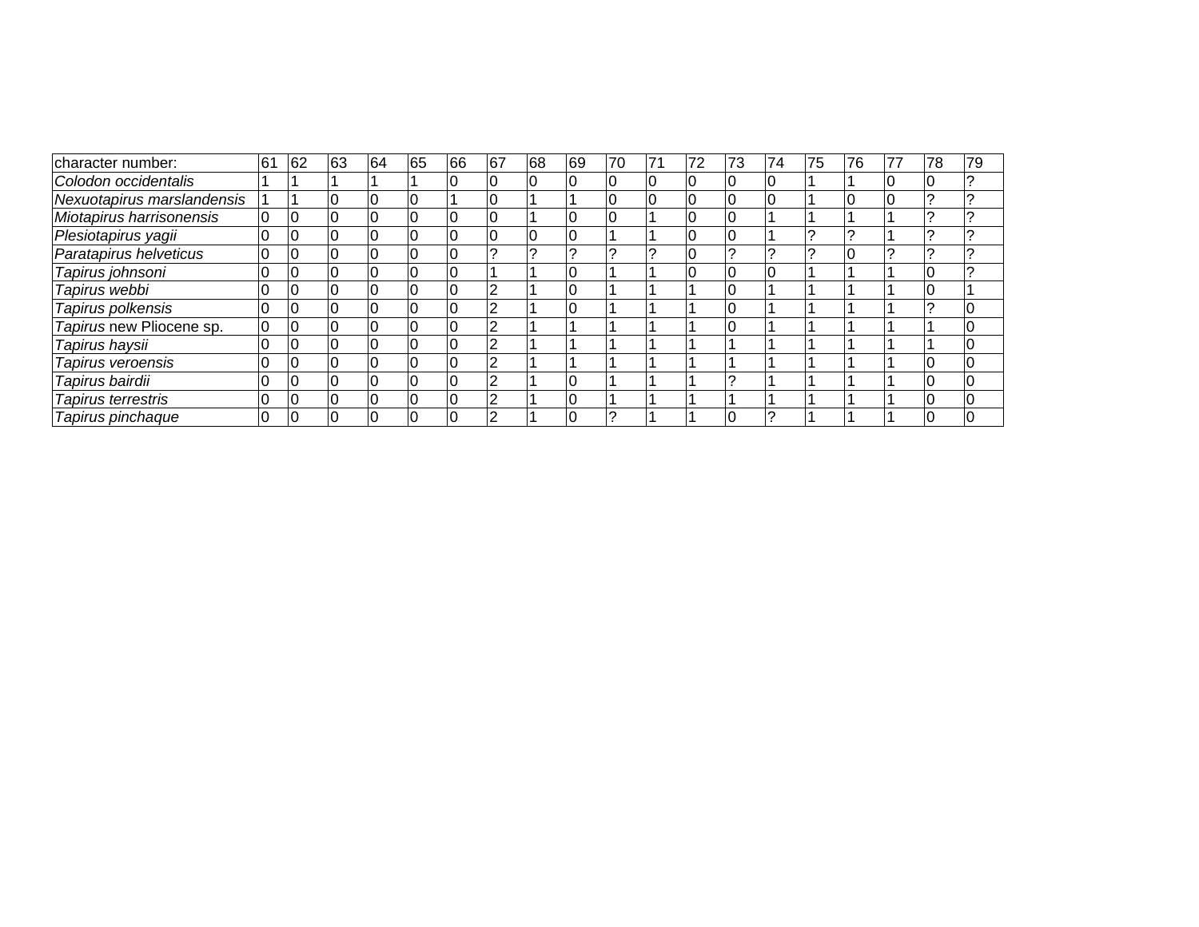| character number: | 61 | 62 | 63 | 64 | 65 | 66 | 67 | 68 | 69 | 70 | 71 | 72 | 73 | 74 | 75 | 76 | 77 | 78 | 79 |
|---|---|---|---|---|---|---|---|---|---|---|---|---|---|---|---|---|---|---|---|
| *Colodon occidentalis* | 1 | 1 | 1 | 1 | 1 | 0 | 0 | 0 | 0 | 0 | 0 | 0 | 0 | 0 | 1 | 1 | 0 | 0 | ? |
| *Nexuotapirus marslandensis* | 1 | 1 | 0 | 0 | 0 | 1 | 0 | 1 | 1 | 0 | 0 | 0 | 0 | 0 | 1 | 0 | 0 | ? | ? |
| *Miotapirus harrisonensis* | 0 | 0 | 0 | 0 | 0 | 0 | 0 | 1 | 0 | 0 | 1 | 0 | 0 | 1 | 1 | 1 | 1 | ? | ? |
| *Plesiotapirus yagii* | 0 | 0 | 0 | 0 | 0 | 0 | 0 | 0 | 0 | 1 | 1 | 0 | 0 | 1 | ? | ? | 1 | ? | ? |
| *Paratapirus helveticus* | 0 | 0 | 0 | 0 | 0 | 0 | ? | ? | ? | ? | ? | 0 | ? | ? | ? | 0 | ? | ? | ? |
| *Tapirus johnsoni* | 0 | 0 | 0 | 0 | 0 | 0 | 1 | 1 | 0 | 1 | 1 | 0 | 0 | 0 | 1 | 1 | 1 | 0 | ? |
| *Tapirus webbi* | 0 | 0 | 0 | 0 | 0 | 0 | 2 | 1 | 0 | 1 | 1 | 1 | 0 | 1 | 1 | 1 | 1 | 0 | 1 |
| *Tapirus polkensis* | 0 | 0 | 0 | 0 | 0 | 0 | 2 | 1 | 0 | 1 | 1 | 1 | 0 | 1 | 1 | 1 | 1 | ? | 0 |
| *Tapirus* new Pliocene sp. | 0 | 0 | 0 | 0 | 0 | 0 | 2 | 1 | 1 | 1 | 1 | 1 | 0 | 1 | 1 | 1 | 1 | 1 | 0 |
| *Tapirus haysii* | 0 | 0 | 0 | 0 | 0 | 0 | 2 | 1 | 1 | 1 | 1 | 1 | 1 | 1 | 1 | 1 | 1 | 1 | 0 |
| *Tapirus veroensis* | 0 | 0 | 0 | 0 | 0 | 0 | 2 | 1 | 1 | 1 | 1 | 1 | 1 | 1 | 1 | 1 | 1 | 0 | 0 |
| *Tapirus bairdii* | 0 | 0 | 0 | 0 | 0 | 0 | 2 | 1 | 0 | 1 | 1 | 1 | ? | 1 | 1 | 1 | 1 | 0 | 0 |
| *Tapirus terrestris* | 0 | 0 | 0 | 0 | 0 | 0 | 2 | 1 | 0 | 1 | 1 | 1 | 1 | 1 | 1 | 1 | 1 | 0 | 0 |
| *Tapirus pinchaque* | 0 | 0 | 0 | 0 | 0 | 0 | 2 | 1 | 0 | ? | 1 | 1 | 0 | ? | 1 | 1 | 1 | 0 | 0 |